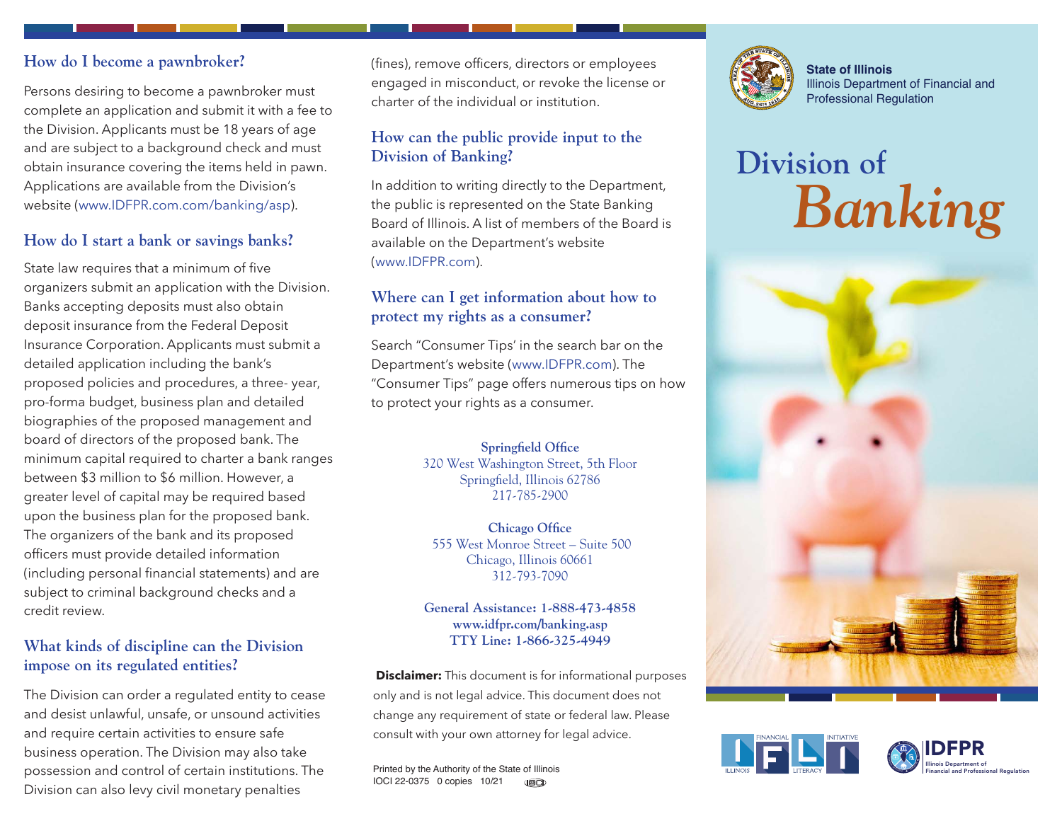## How do I become a pawnbroker?

Persons desiring to become a pawnbroker must complete an application and submit it with a fee to the Division. Applicants must be 18 years of age and are subject to a background check and must obtain insurance covering the items held in pawn. Applications are available from the Division's website (www.IDFPR.com.com/banking/asp).

## How do I start a bank or savings banks?

State law requires that a minimum of five organizers submit an application with the Division. Banks accepting deposits must also obtain deposit insurance from the Federal Deposit Insurance Corporation. Applicants must submit a detailed application including the bank's proposed policies and procedures, a three- year, pro-forma budget, business plan and detailed biographies of the proposed management and board of directors of the proposed bank. The minimum capital required to charter a bank ranges between $3 million to $6 million. However, a greater level of capital may be required based upon the business plan for the proposed bank. The organizers of the bank and its proposed officers must provide detailed information (including personal financial statements) and are subject to criminal background checks and a credit review.

## What kinds of discipline can the Division impose on its regulated entities?

The Division can order a regulated entity to cease and desist unlawful, unsafe, or unsound activities and require certain activities to ensure safe business operation. The Division may also take possession and control of certain institutions. The Division can also levy civil monetary penalties (fines), remove officers, directors or employees engaged in misconduct, or revoke the license or charter of the individual or institution.

## How can the public provide input to the Division of Banking?

In addition to writing directly to the Department, the public is represented on the State Banking Board of Illinois. A list of members of the Board is available on the Department's website (www.IDFPR.com).

## Where can I get information about how to protect my rights as a consumer?

Search "Consumer Tips' in the search bar on the Department's website (www.IDFPR.com). The "Consumer Tips" page offers numerous tips on how to protect your rights as a consumer.

**Springfield Office**
320 West Washington Street, 5th Floor
Springfield, Illinois 62786
217-785-2900

**Chicago Office**
555 West Monroe Street – Suite 500
Chicago, Illinois 60661
312-793-7090

**General Assistance: 1-888-473-4858**
**www.idfpr.com/banking.asp**
**TTY Line: 1-866-325-4949**

**Disclaimer:** This document is for informational purposes only and is not legal advice. This document does not change any requirement of state or federal law. Please consult with your own attorney for legal advice.

Printed by the Authority of the State of Illinois
IOCI 22-0375 0 copies 10/21

**State of Illinois**
Illinois Department of Financial and Professional Regulation

# Division of *Banking*

Illinois Financial Literacy Initiative

IDFPR
Illinois Department of Financial and Professional Regulation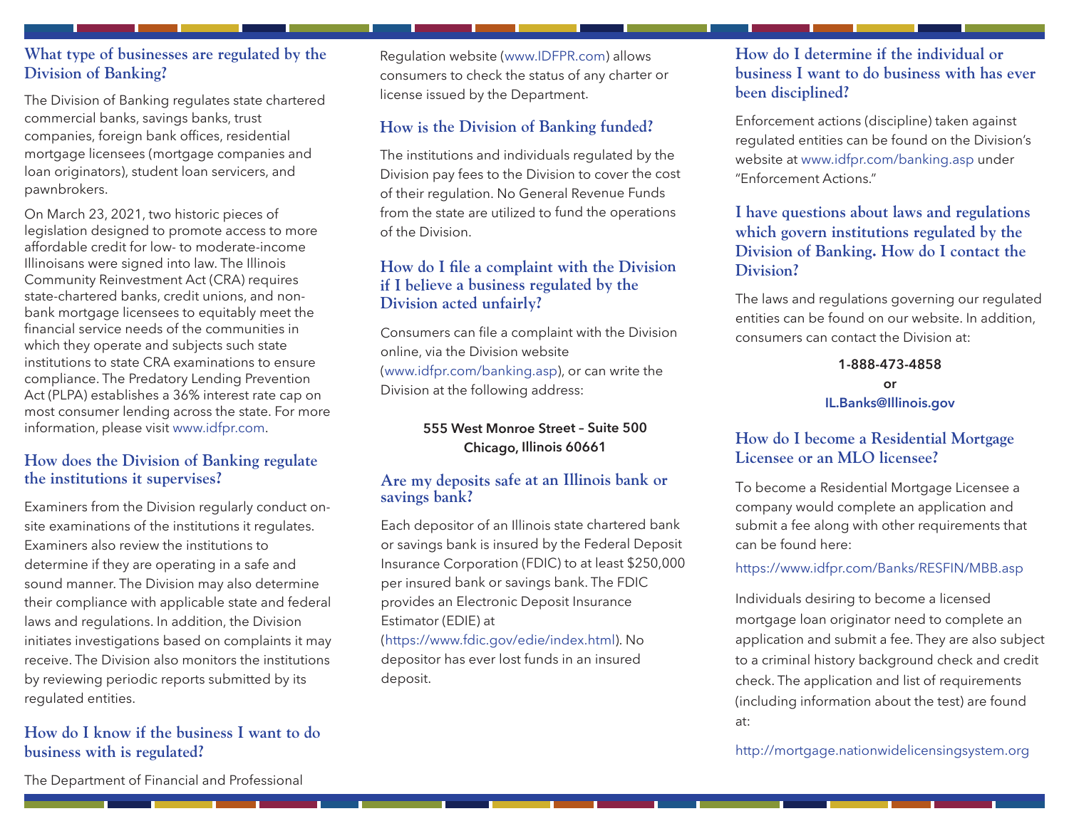## What type of businesses are regulated by the Division of Banking?

The Division of Banking regulates state chartered commercial banks, savings banks, trust companies, foreign bank offices, residential mortgage licensees (mortgage companies and loan originators), student loan servicers, and pawnbrokers.

On March 23, 2021, two historic pieces of legislation designed to promote access to more affordable credit for low- to moderate-income Illinoisans were signed into law. The Illinois Community Reinvestment Act (CRA) requires state-chartered banks, credit unions, and non-bank mortgage licensees to equitably meet the financial service needs of the communities in which they operate and subjects such state institutions to state CRA examinations to ensure compliance. The Predatory Lending Prevention Act (PLPA) establishes a 36% interest rate cap on most consumer lending across the state. For more information, please visit www.idfpr.com.

## How does the Division of Banking regulate the institutions it supervises?

Examiners from the Division regularly conduct on-site examinations of the institutions it regulates. Examiners also review the institutions to determine if they are operating in a safe and sound manner. The Division may also determine their compliance with applicable state and federal laws and regulations. In addition, the Division initiates investigations based on complaints it may receive. The Division also monitors the institutions by reviewing periodic reports submitted by its regulated entities.

## How do I know if the business I want to do business with is regulated?

The Department of Financial and Professional Regulation website (www.IDFPR.com) allows consumers to check the status of any charter or license issued by the Department.

## How is the Division of Banking funded?

The institutions and individuals regulated by the Division pay fees to the Division to cover the cost of their regulation. No General Revenue Funds from the state are utilized to fund the operations of the Division.

## How do I file a complaint with the Division if I believe a business regulated by the Division acted unfairly?

Consumers can file a complaint with the Division online, via the Division website (www.idfpr.com/banking.asp), or can write the Division at the following address:

**555 West Monroe Street – Suite 500**
**Chicago, Illinois 60661**

## Are my deposits safe at an Illinois bank or savings bank?

Each depositor of an Illinois state chartered bank or savings bank is insured by the Federal Deposit Insurance Corporation (FDIC) to at least $250,000 per insured bank or savings bank. The FDIC provides an Electronic Deposit Insurance Estimator (EDIE) at (https://www.fdic.gov/edie/index.html). No depositor has ever lost funds in an insured deposit.

## How do I determine if the individual or business I want to do business with has ever been disciplined?

Enforcement actions (discipline) taken against regulated entities can be found on the Division's website at www.idfpr.com/banking.asp under "Enforcement Actions."

## I have questions about laws and regulations which govern institutions regulated by the Division of Banking. How do I contact the Division?

The laws and regulations governing our regulated entities can be found on our website. In addition, consumers can contact the Division at:

**1-888-473-4858**
**or**
**IL.Banks@Illinois.gov**

## How do I become a Residential Mortgage Licensee or an MLO licensee?

To become a Residential Mortgage Licensee a company would complete an application and submit a fee along with other requirements that can be found here:

https://www.idfpr.com/Banks/RESFIN/MBB.asp

Individuals desiring to become a licensed mortgage loan originator need to complete an application and submit a fee. They are also subject to a criminal history background check and credit check. The application and list of requirements (including information about the test) are found at:

http://mortgage.nationwidelicensingsystem.org